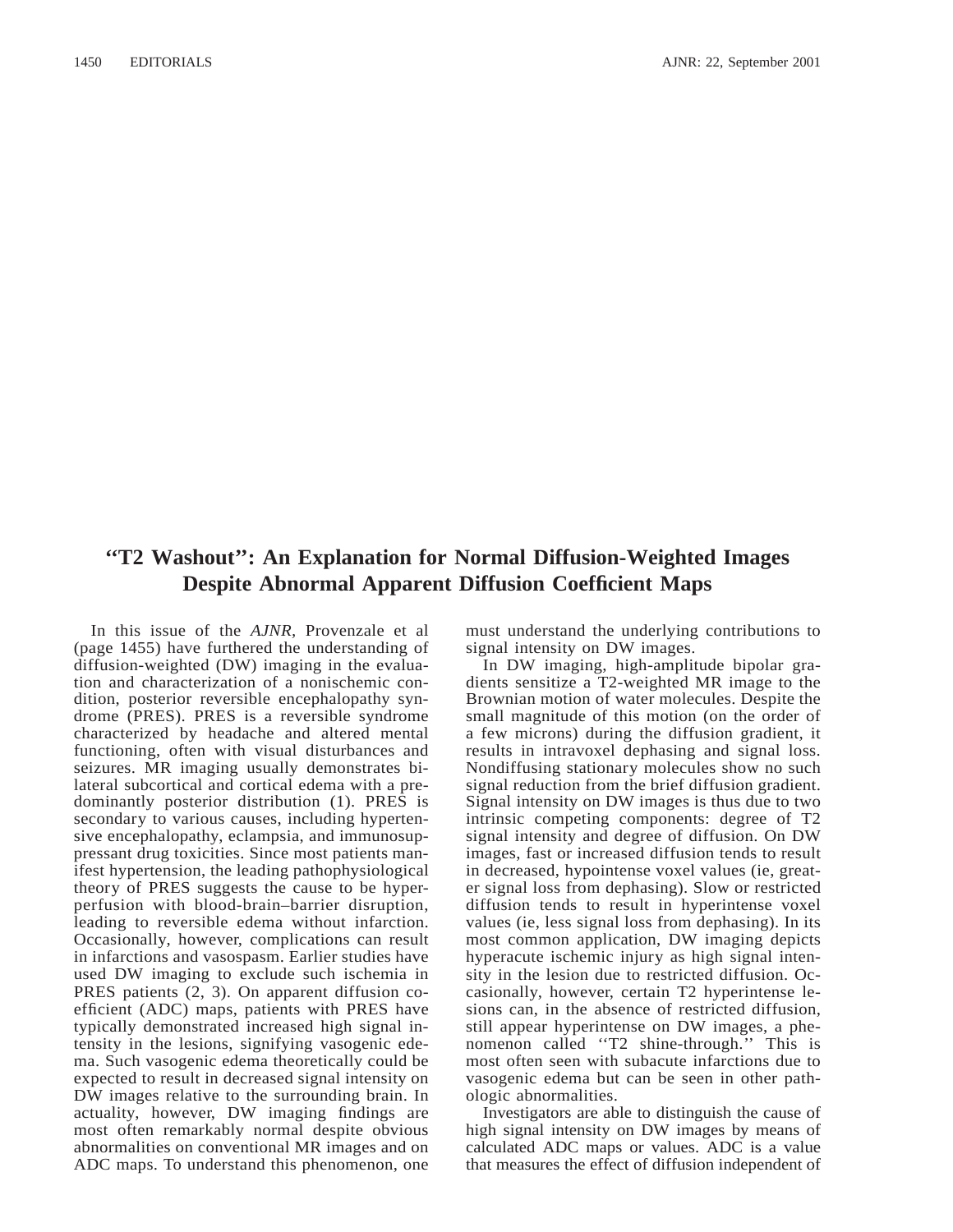# "T2 Washout": An Explanation for Normal Diffusion-Weighted Images Despite Abnormal Apparent Diffusion Coefficient Maps

In this issue of the *AJNR*, Provenzale et al (page 1455) have furthered the understanding of diffusion-weighted (DW) imaging in the evaluation and characterization of a nonischemic condition, posterior reversible encephalopathy syndrome (PRES). PRES is a reversible syndrome characterized by headache and altered mental functioning, often with visual disturbances and seizures. MR imaging usually demonstrates bilateral subcortical and cortical edema with a predominantly posterior distribution (1). PRES is secondary to various causes, including hypertensive encephalopathy, eclampsia, and immunosuppressant drug toxicities. Since most patients manifest hypertension, the leading pathophysiological theory of PRES suggests the cause to be hyperperfusion with blood-brain–barrier disruption, leading to reversible edema without infarction. Occasionally, however, complications can result in infarctions and vasospasm. Earlier studies have used DW imaging to exclude such ischemia in PRES patients (2, 3). On apparent diffusion coefficient (ADC) maps, patients with PRES have typically demonstrated increased high signal intensity in the lesions, signifying vasogenic edema. Such vasogenic edema theoretically could be expected to result in decreased signal intensity on DW images relative to the surrounding brain. In actuality, however, DW imaging findings are most often remarkably normal despite obvious abnormalities on conventional MR images and on ADC maps. To understand this phenomenon, one must understand the underlying contributions to signal intensity on DW images.

In DW imaging, high-amplitude bipolar gradients sensitize a T2-weighted MR image to the Brownian motion of water molecules. Despite the small magnitude of this motion (on the order of a few microns) during the diffusion gradient, it results in intravoxel dephasing and signal loss. Nondiffusing stationary molecules show no such signal reduction from the brief diffusion gradient. Signal intensity on DW images is thus due to two intrinsic competing components: degree of T2 signal intensity and degree of diffusion. On DW images, fast or increased diffusion tends to result in decreased, hypointense voxel values (ie, greater signal loss from dephasing). Slow or restricted diffusion tends to result in hyperintense voxel values (ie, less signal loss from dephasing). In its most common application, DW imaging depicts hyperacute ischemic injury as high signal intensity in the lesion due to restricted diffusion. Occasionally, however, certain T2 hyperintense lesions can, in the absence of restricted diffusion, still appear hyperintense on DW images, a phenomenon called "T2 shine-through." This is most often seen with subacute infarctions due to vasogenic edema but can be seen in other pathologic abnormalities.

Investigators are able to distinguish the cause of high signal intensity on DW images by means of calculated ADC maps or values. ADC is a value that measures the effect of diffusion independent of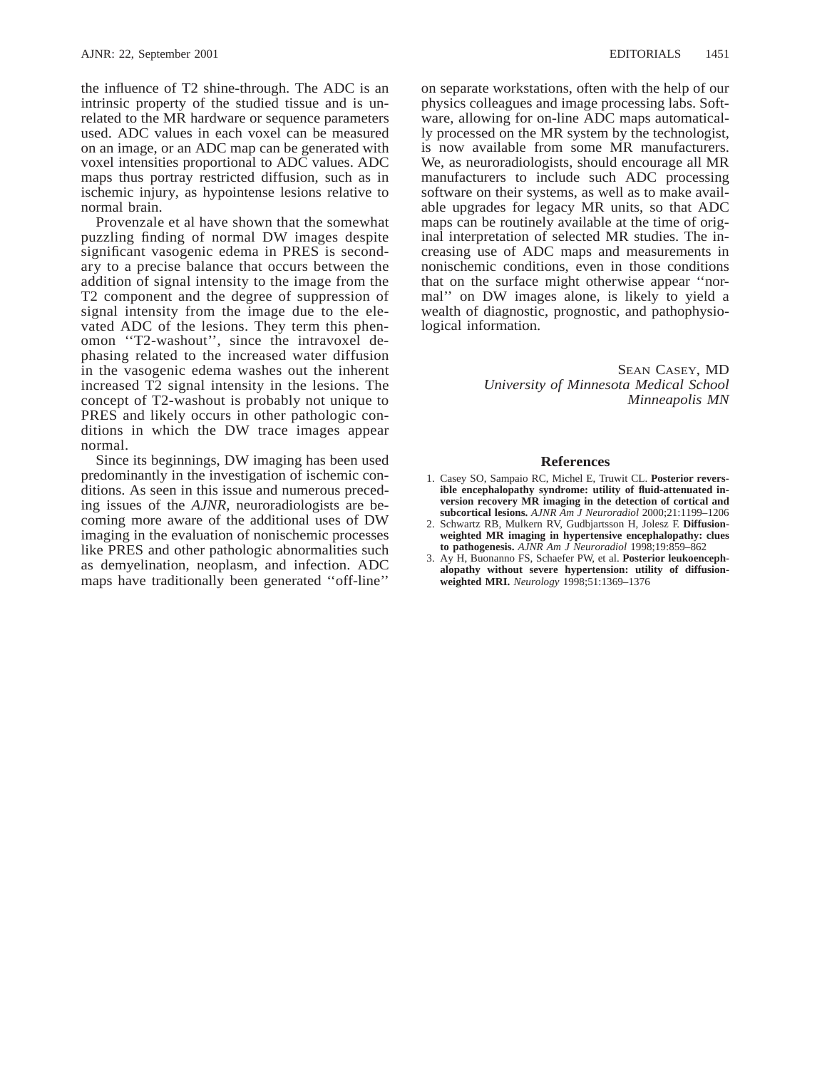the influence of T2 shine-through. The ADC is an intrinsic property of the studied tissue and is unrelated to the MR hardware or sequence parameters used. ADC values in each voxel can be measured on an image, or an ADC map can be generated with voxel intensities proportional to ADC values. ADC maps thus portray restricted diffusion, such as in ischemic injury, as hypointense lesions relative to normal brain.

Provenzale et al have shown that the somewhat puzzling finding of normal DW images despite significant vasogenic edema in PRES is secondary to a precise balance that occurs between the addition of signal intensity to the image from the T2 component and the degree of suppression of signal intensity from the image due to the elevated ADC of the lesions. They term this phenomon ''T2-washout'', since the intravoxel dephasing related to the increased water diffusion in the vasogenic edema washes out the inherent increased T2 signal intensity in the lesions. The concept of T2-washout is probably not unique to PRES and likely occurs in other pathologic conditions in which the DW trace images appear normal.

Since its beginnings, DW imaging has been used predominantly in the investigation of ischemic conditions. As seen in this issue and numerous preceding issues of the *AJNR*, neuroradiologists are becoming more aware of the additional uses of DW imaging in the evaluation of nonischemic processes like PRES and other pathologic abnormalities such as demyelination, neoplasm, and infection. ADC maps have traditionally been generated ''off-line'' on separate workstations, often with the help of our physics colleagues and image processing labs. Software, allowing for on-line ADC maps automatically processed on the MR system by the technologist, is now available from some MR manufacturers. We, as neuroradiologists, should encourage all MR manufacturers to include such ADC processing software on their systems, as well as to make available upgrades for legacy MR units, so that ADC maps can be routinely available at the time of original interpretation of selected MR studies. The increasing use of ADC maps and measurements in nonischemic conditions, even in those conditions that on the surface might otherwise appear ''normal'' on DW images alone, is likely to yield a wealth of diagnostic, prognostic, and pathophysiological information.

Sean Casey, MD
*University of Minnesota Medical School*
*Minneapolis MN*

## References

1. Casey SO, Sampaio RC, Michel E, Truwit CL. **Posterior reversible encephalopathy syndrome: utility of fluid-attenuated inversion recovery MR imaging in the detection of cortical and subcortical lesions.** *AJNR Am J Neuroradiol* 2000;21:1199–1206
2. Schwartz RB, Mulkern RV, Gudbjartsson H, Jolesz F. **Diffusion-weighted MR imaging in hypertensive encephalopathy: clues to pathogenesis.** *AJNR Am J Neuroradiol* 1998;19:859–862
3. Ay H, Buonanno FS, Schaefer PW, et al. **Posterior leukoencephalopathy without severe hypertension: utility of diffusion-weighted MRI.** *Neurology* 1998;51:1369–1376